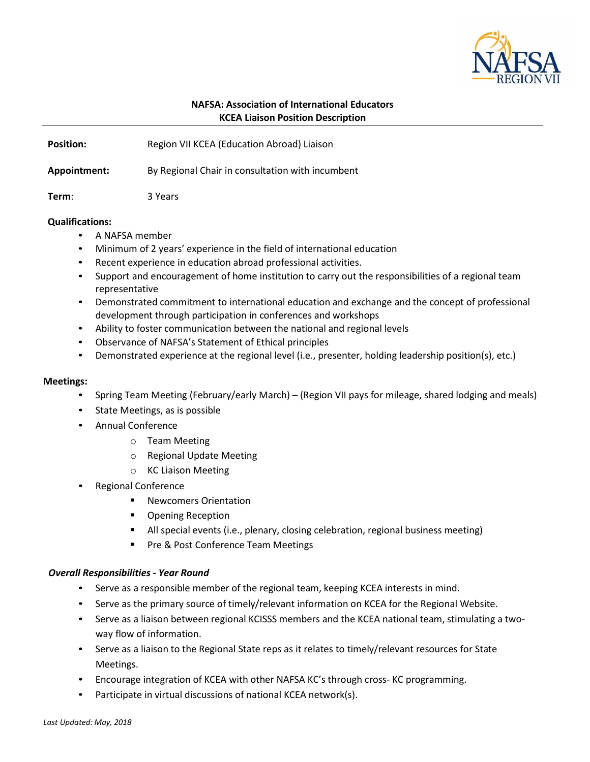**NAFSA: Association of International Educators**
**KCEA Liaison Position Description**

---

**Position:** Region VII KCEA (Education Abroad) Liaison

**Appointment:** By Regional Chair in consultation with incumbent

**Term:** 3 Years

**Qualifications:**

- A NAFSA member
- Minimum of 2 years' experience in the field of international education
- Recent experience in education abroad professional activities.
- Support and encouragement of home institution to carry out the responsibilities of a regional team representative
- Demonstrated commitment to international education and exchange and the concept of professional development through participation in conferences and workshops
- Ability to foster communication between the national and regional levels
- Observance of NAFSA's Statement of Ethical principles
- Demonstrated experience at the regional level (i.e., presenter, holding leadership position(s), etc.)

**Meetings:**

- Spring Team Meeting (February/early March) – (Region VII pays for mileage, shared lodging and meals)
- State Meetings, as is possible
- Annual Conference
    - Team Meeting
    - Regional Update Meeting
    - KC Liaison Meeting
- Regional Conference
    - Newcomers Orientation
    - Opening Reception
    - All special events (i.e., plenary, closing celebration, regional business meeting)
    - Pre & Post Conference Team Meetings

***Overall Responsibilities - Year Round***

- Serve as a responsible member of the regional team, keeping KCEA interests in mind.
- Serve as the primary source of timely/relevant information on KCEA for the Regional Website.
- Serve as a liaison between regional KCISSS members and the KCEA national team, stimulating a two-way flow of information.
- Serve as a liaison to the Regional State reps as it relates to timely/relevant resources for State Meetings.
- Encourage integration of KCEA with other NAFSA KC's through cross- KC programming.
- Participate in virtual discussions of national KCEA network(s).

*Last Updated: May, 2018*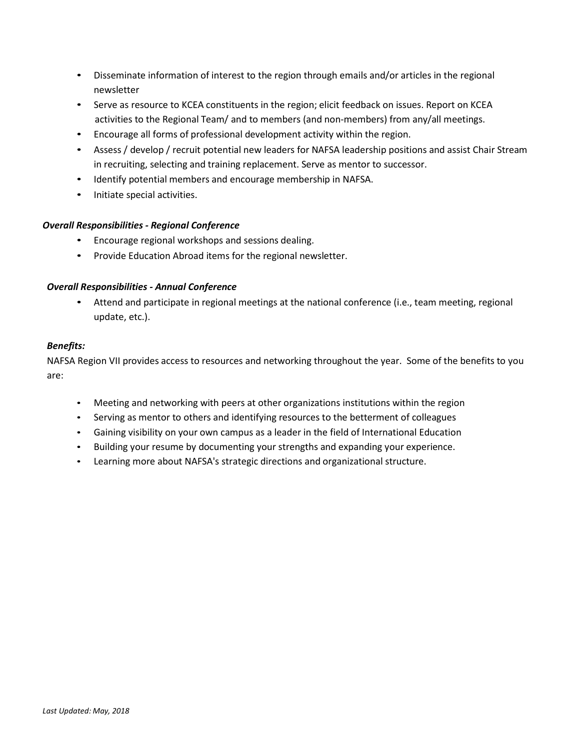- Disseminate information of interest to the region through emails and/or articles in the regional newsletter
- Serve as resource to KCEA constituents in the region; elicit feedback on issues. Report on KCEA activities to the Regional Team/ and to members (and non-members) from any/all meetings.
- Encourage all forms of professional development activity within the region.
- Assess / develop / recruit potential new leaders for NAFSA leadership positions and assist Chair Stream in recruiting, selecting and training replacement. Serve as mentor to successor.
- Identify potential members and encourage membership in NAFSA.
- Initiate special activities.

***Overall Responsibilities - Regional Conference***

- Encourage regional workshops and sessions dealing.
- Provide Education Abroad items for the regional newsletter.

***Overall Responsibilities - Annual Conference***

- Attend and participate in regional meetings at the national conference (i.e., team meeting, regional update, etc.).

***Benefits:***

NAFSA Region VII provides access to resources and networking throughout the year. Some of the benefits to you are:

- Meeting and networking with peers at other organizations institutions within the region
- Serving as mentor to others and identifying resources to the betterment of colleagues
- Gaining visibility on your own campus as a leader in the field of International Education
- Building your resume by documenting your strengths and expanding your experience.
- Learning more about NAFSA's strategic directions and organizational structure.

*Last Updated: May, 2018*